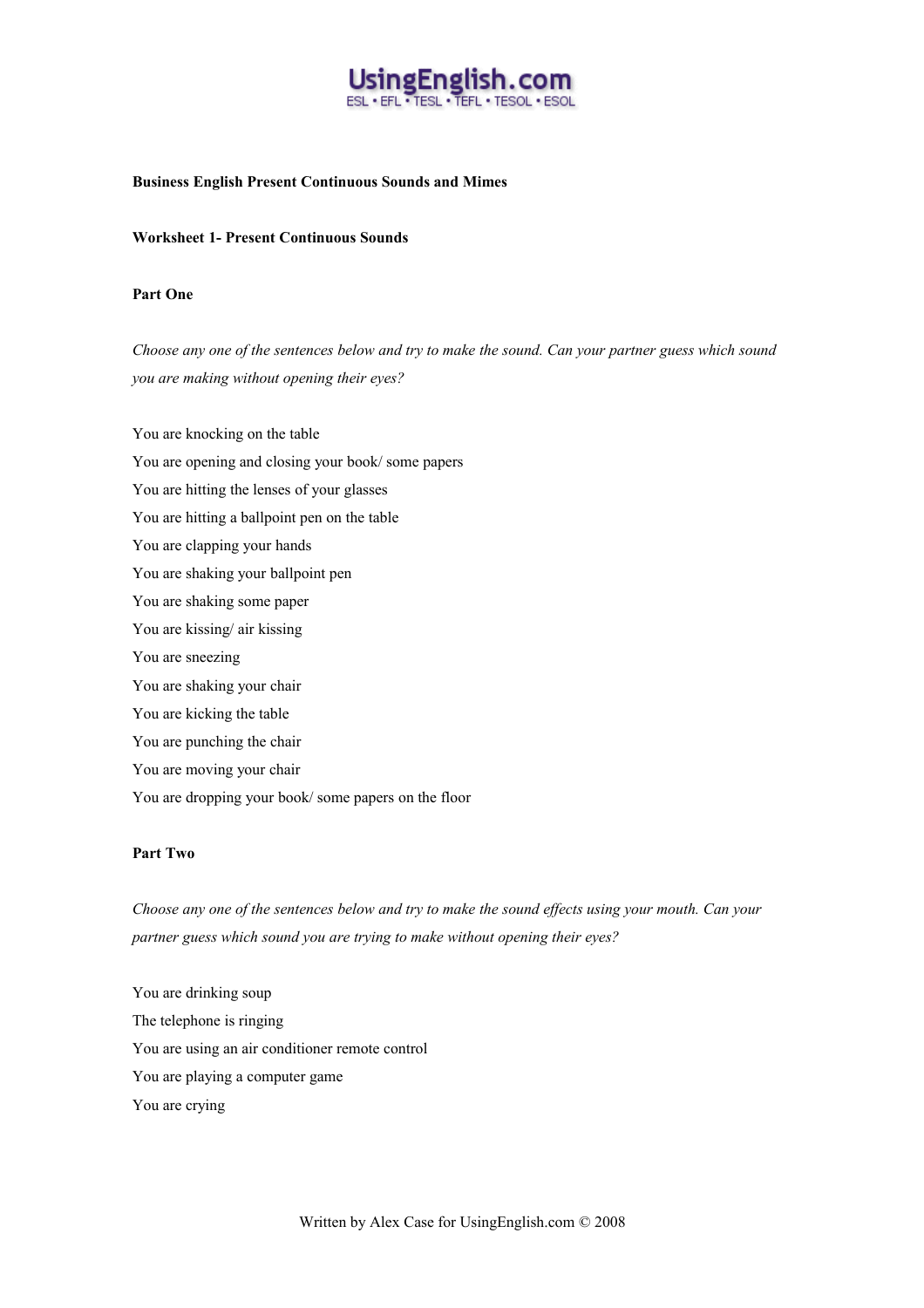**Business English Present Continuous Sounds and Mimes**

**Worksheet 1- Present Continuous Sounds**

**Part One**

*Choose any one of the sentences below and try to make the sound. Can your partner guess which sound you are making without opening their eyes?*

You are knocking on the table
You are opening and closing your book/ some papers
You are hitting the lenses of your glasses
You are hitting a ballpoint pen on the table
You are clapping your hands
You are shaking your ballpoint pen
You are shaking some paper
You are kissing/ air kissing
You are sneezing
You are shaking your chair
You are kicking the table
You are punching the chair
You are moving your chair
You are dropping your book/ some papers on the floor

**Part Two**

*Choose any one of the sentences below and try to make the sound effects using your mouth. Can your partner guess which sound you are trying to make without opening their eyes?*

You are drinking soup
The telephone is ringing
You are using an air conditioner remote control
You are playing a computer game
You are crying

Written by Alex Case for UsingEnglish.com © 2008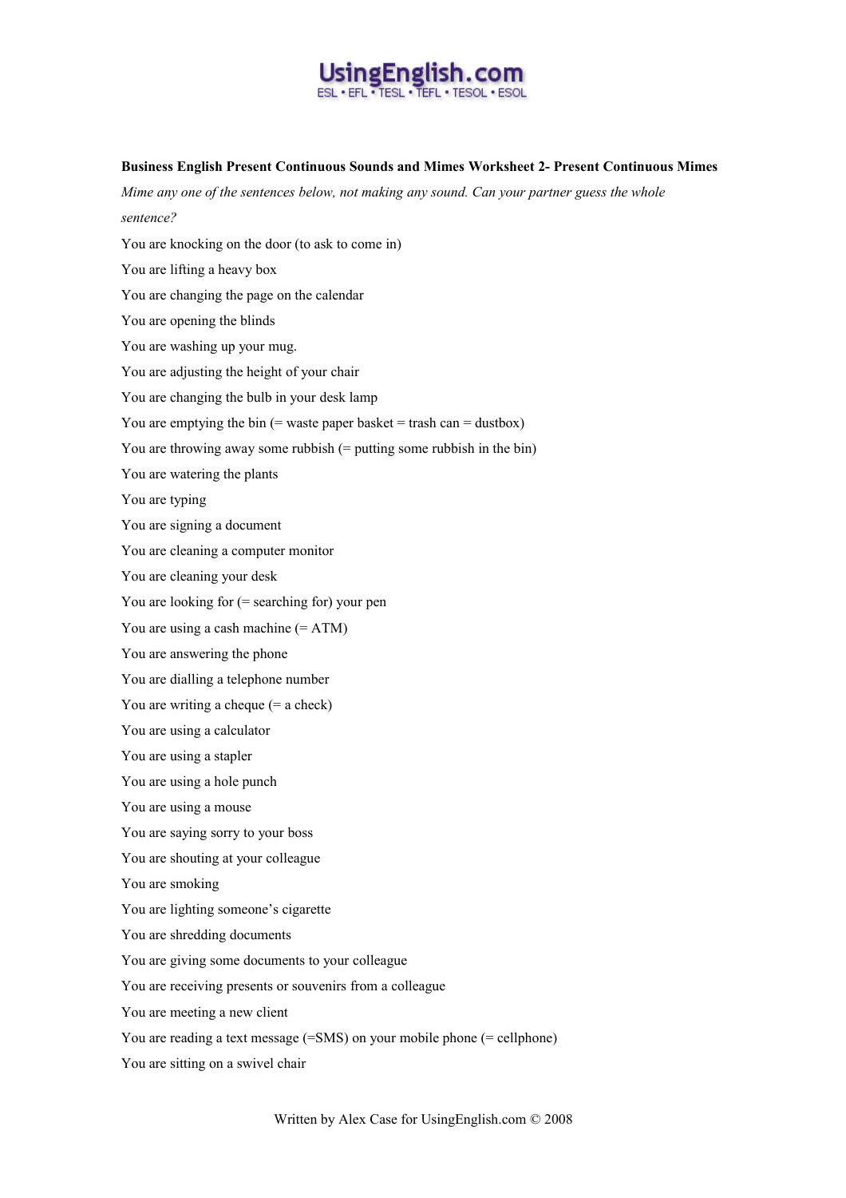**Business English Present Continuous Sounds and Mimes Worksheet 2- Present Continuous Mimes**

*Mime any one of the sentences below, not making any sound. Can your partner guess the whole sentence?*

You are knocking on the door (to ask to come in)

You are lifting a heavy box

You are changing the page on the calendar

You are opening the blinds

You are washing up your mug.

You are adjusting the height of your chair

You are changing the bulb in your desk lamp

You are emptying the bin (= waste paper basket = trash can = dustbox)

You are throwing away some rubbish (= putting some rubbish in the bin)

You are watering the plants

You are typing

You are signing a document

You are cleaning a computer monitor

You are cleaning your desk

You are looking for (= searching for) your pen

You are using a cash machine (= ATM)

You are answering the phone

You are dialling a telephone number

You are writing a cheque (= a check)

You are using a calculator

You are using a stapler

You are using a hole punch

You are using a mouse

You are saying sorry to your boss

You are shouting at your colleague

You are smoking

You are lighting someone's cigarette

You are shredding documents

You are giving some documents to your colleague

You are receiving presents or souvenirs from a colleague

You are meeting a new client

You are reading a text message (=SMS) on your mobile phone (= cellphone)

You are sitting on a swivel chair

Written by Alex Case for UsingEnglish.com © 2008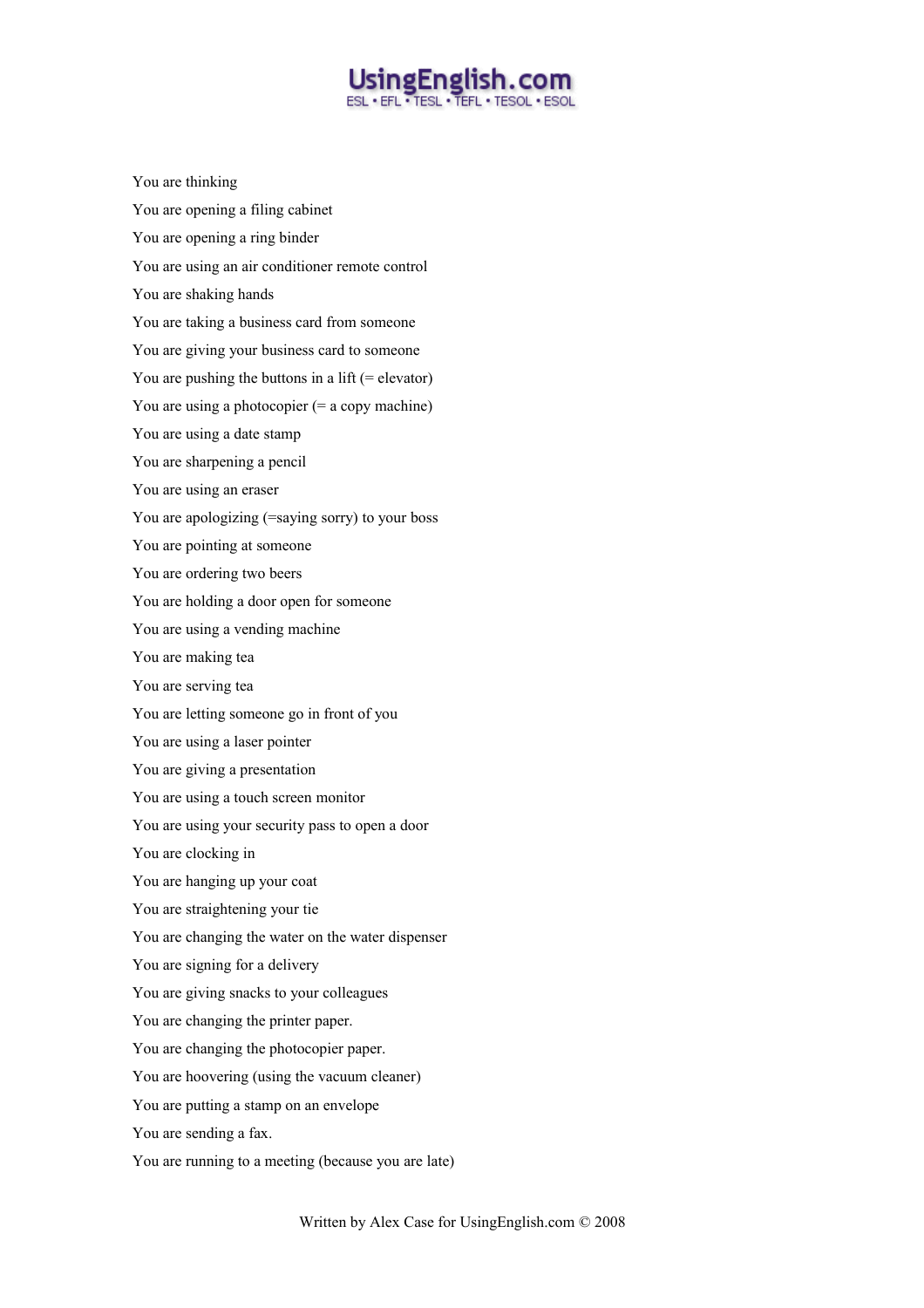You are thinking

You are opening a filing cabinet

You are opening a ring binder

You are using an air conditioner remote control

You are shaking hands

You are taking a business card from someone

You are giving your business card to someone

You are pushing the buttons in a lift (= elevator)

You are using a photocopier (= a copy machine)

You are using a date stamp

You are sharpening a pencil

You are using an eraser

You are apologizing (=saying sorry) to your boss

You are pointing at someone

You are ordering two beers

You are holding a door open for someone

You are using a vending machine

You are making tea

You are serving tea

You are letting someone go in front of you

You are using a laser pointer

You are giving a presentation

You are using a touch screen monitor

You are using your security pass to open a door

You are clocking in

You are hanging up your coat

You are straightening your tie

You are changing the water on the water dispenser

You are signing for a delivery

You are giving snacks to your colleagues

You are changing the printer paper.

You are changing the photocopier paper.

You are hoovering (using the vacuum cleaner)

You are putting a stamp on an envelope

You are sending a fax.

You are running to a meeting (because you are late)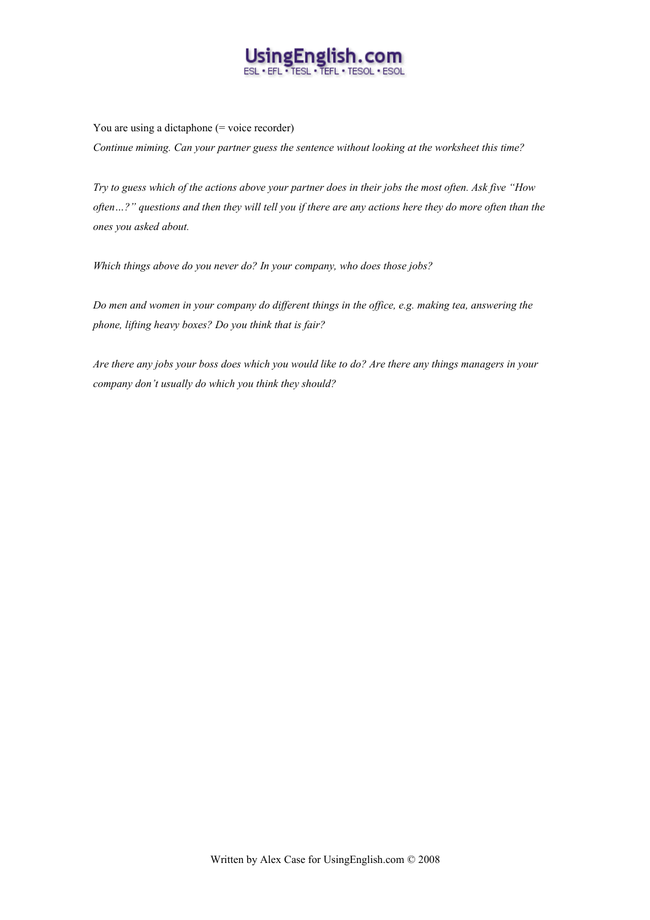You are using a dictaphone (= voice recorder)

*Continue miming. Can your partner guess the sentence without looking at the worksheet this time?*

*Try to guess which of the actions above your partner does in their jobs the most often. Ask five "How often…?" questions and then they will tell you if there are any actions here they do more often than the ones you asked about.*

*Which things above do you never do? In your company, who does those jobs?*

*Do men and women in your company do different things in the office, e.g. making tea, answering the phone, lifting heavy boxes? Do you think that is fair?*

*Are there any jobs your boss does which you would like to do? Are there any things managers in your company don't usually do which you think they should?*